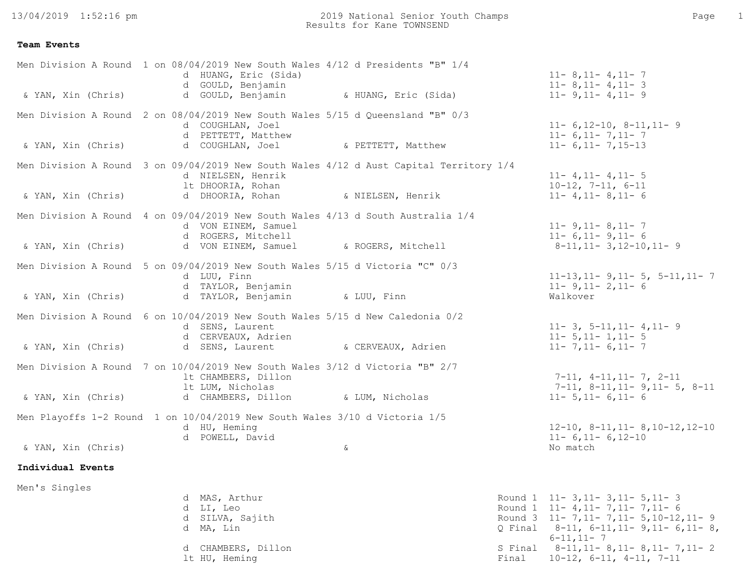2019 National Senior Youth Champs
Results for Kane TOWNSEND

**Team Events**

Men Division A Round 1 on 08/04/2019 New South Wales 4/12 d Presidents "B" 1/4

| | | | |
|---|---|---|---|
| | d HUANG, Eric (Sida) | | 11- 8,11- 4,11- 7 |
| | d GOULD, Benjamin | | 11- 8,11- 4,11- 3 |
| & YAN, Xin (Chris) | d GOULD, Benjamin | & HUANG, Eric (Sida) | 11- 9,11- 4,11- 9 |

Men Division A Round 2 on 08/04/2019 New South Wales 5/15 d Queensland "B" 0/3

| | | | |
|---|---|---|---|
| | d COUGHLAN, Joel | | 11- 6,12-10, 8-11,11- 9 |
| | d PETTETT, Matthew | | 11- 6,11- 7,11- 7 |
| & YAN, Xin (Chris) | d COUGHLAN, Joel | & PETTETT, Matthew | 11- 6,11- 7,15-13 |

Men Division A Round 3 on 09/04/2019 New South Wales 4/12 d Aust Capital Territory 1/4

| | | | |
|---|---|---|---|
| | d NIELSEN, Henrik | | 11- 4,11- 4,11- 5 |
| | lt DHOORIA, Rohan | | 10-12, 7-11, 6-11 |
| & YAN, Xin (Chris) | d DHOORIA, Rohan | & NIELSEN, Henrik | 11- 4,11- 8,11- 6 |

Men Division A Round 4 on 09/04/2019 New South Wales 4/13 d South Australia 1/4

| | | | |
|---|---|---|---|
| | d VON EINEM, Samuel | | 11- 9,11- 8,11- 7 |
| | d ROGERS, Mitchell | | 11- 6,11- 9,11- 6 |
| & YAN, Xin (Chris) | d VON EINEM, Samuel | & ROGERS, Mitchell | 8-11,11- 3,12-10,11- 9 |

Men Division A Round 5 on 09/04/2019 New South Wales 5/15 d Victoria "C" 0/3

| | | | |
|---|---|---|---|
| | d LUU, Finn | | 11-13,11- 9,11- 5, 5-11,11- 7 |
| | d TAYLOR, Benjamin | | 11- 9,11- 2,11- 6 |
| & YAN, Xin (Chris) | d TAYLOR, Benjamin | & LUU, Finn | Walkover |

Men Division A Round 6 on 10/04/2019 New South Wales 5/15 d New Caledonia 0/2

| | | | |
|---|---|---|---|
| | d SENS, Laurent | | 11- 3, 5-11,11- 4,11- 9 |
| | d CERVEAUX, Adrien | | 11- 5,11- 1,11- 5 |
| & YAN, Xin (Chris) | d SENS, Laurent | & CERVEAUX, Adrien | 11- 7,11- 6,11- 7 |

Men Division A Round 7 on 10/04/2019 New South Wales 3/12 d Victoria "B" 2/7

| | | | |
|---|---|---|---|
| | lt CHAMBERS, Dillon | | 7-11, 4-11,11- 7, 2-11 |
| | lt LUM, Nicholas | | 7-11, 8-11,11- 9,11- 5, 8-11 |
| & YAN, Xin (Chris) | d CHAMBERS, Dillon | & LUM, Nicholas | 11- 5,11- 6,11- 6 |

Men Playoffs 1-2 Round 1 on 10/04/2019 New South Wales 3/10 d Victoria 1/5

| | | | |
|---|---|---|---|
| | d HU, Heming | | 12-10, 8-11,11- 8,10-12,12-10 |
| | d POWELL, David | | 11- 6,11- 6,12-10 |
| & YAN, Xin (Chris) | | & | No match |

**Individual Events**

Men's Singles

| | | |
|---|---|---|
| d MAS, Arthur | Round 1 | 11- 3,11- 3,11- 5,11- 3 |
| d LI, Leo | Round 1 | 11- 4,11- 7,11- 7,11- 6 |
| d SILVA, Sajith | Round 3 | 11- 7,11- 7,11- 5,10-12,11- 9 |
| d MA, Lin | Q Final | 8-11, 6-11,11- 9,11- 6,11- 8, 6-11,11- 7 |
| d CHAMBERS, Dillon | S Final | 8-11,11- 8,11- 8,11- 7,11- 2 |
| lt HU, Heming | Final | 10-12, 6-11, 4-11, 7-11 |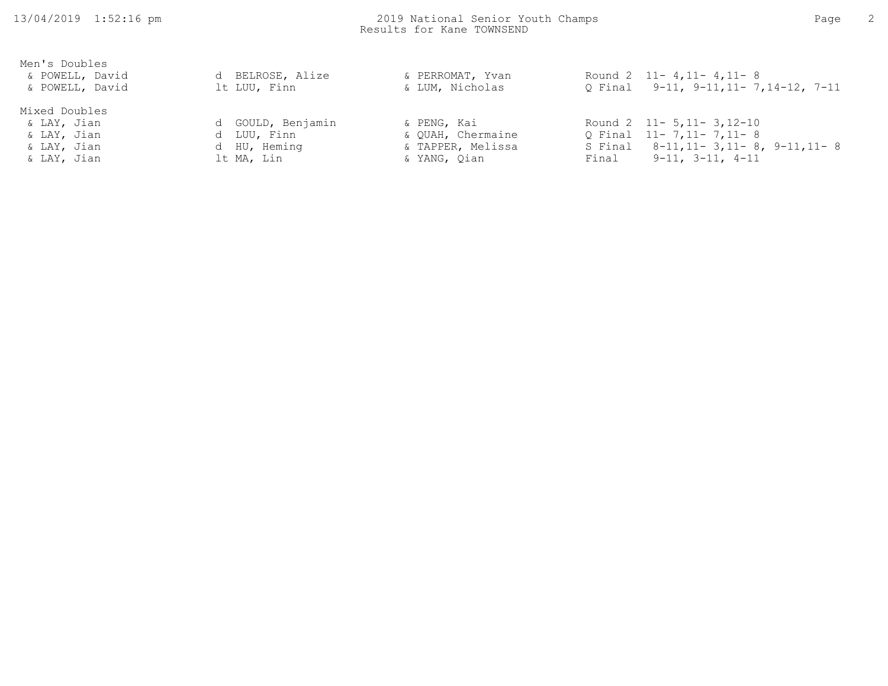Men's Doubles

| | | | | |
|---|---|---|---|---|
| & POWELL, David | d BELROSE, Alize | & PERROMAT, Yvan | Round 2 | 11- 4,11- 4,11- 8 |
| & POWELL, David | lt LUU, Finn | & LUM, Nicholas | Q Final | 9-11, 9-11,11- 7,14-12, 7-11 |

Mixed Doubles

| | | | | |
|---|---|---|---|---|
| & LAY, Jian | d GOULD, Benjamin | & PENG, Kai | Round 2 | 11- 5,11- 3,12-10 |
| & LAY, Jian | d LUU, Finn | & QUAH, Chermaine | Q Final | 11- 7,11- 7,11- 8 |
| & LAY, Jian | d HU, Heming | & TAPPER, Melissa | S Final | 8-11,11- 3,11- 8, 9-11,11- 8 |
| & LAY, Jian | lt MA, Lin | & YANG, Qian | Final | 9-11, 3-11, 4-11 |